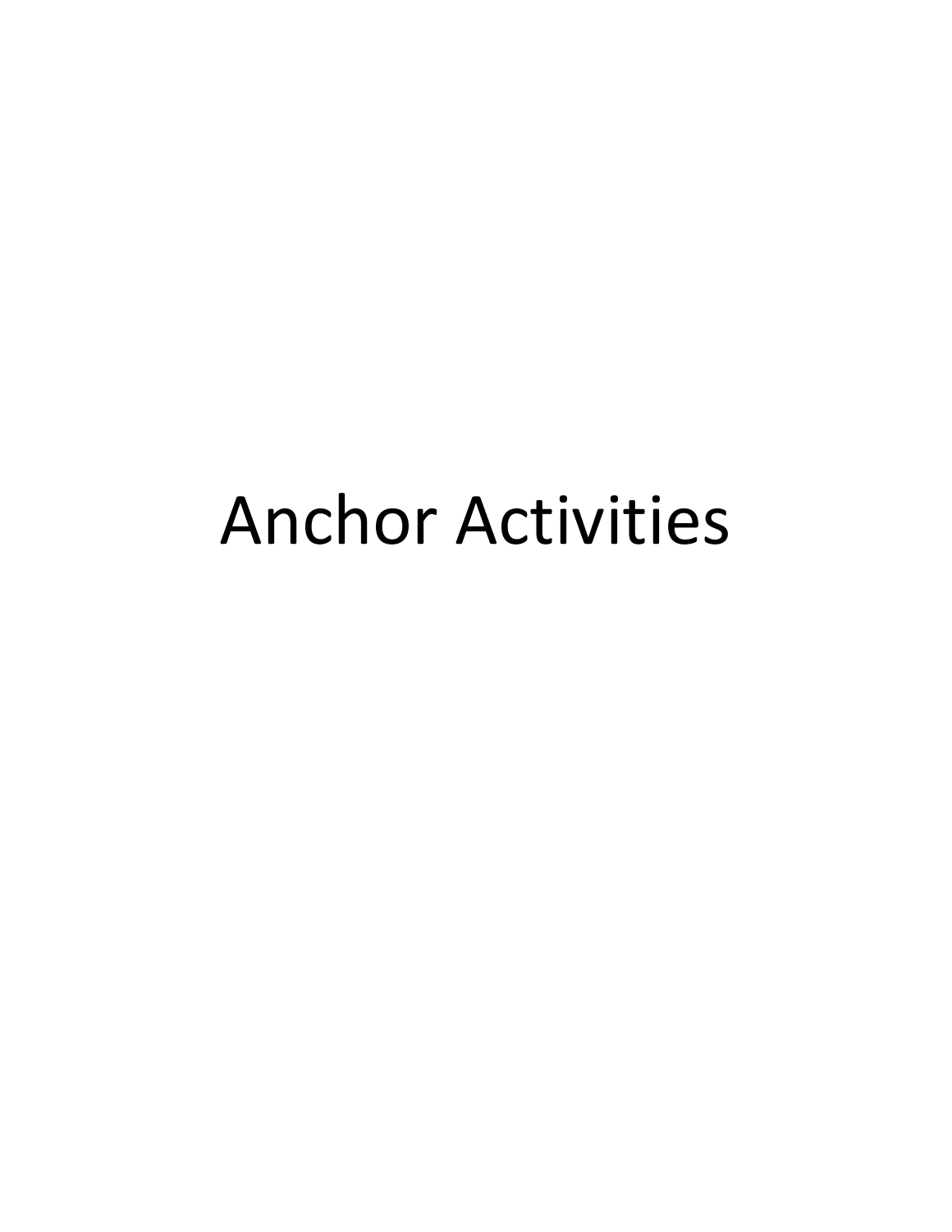# Anchor Activities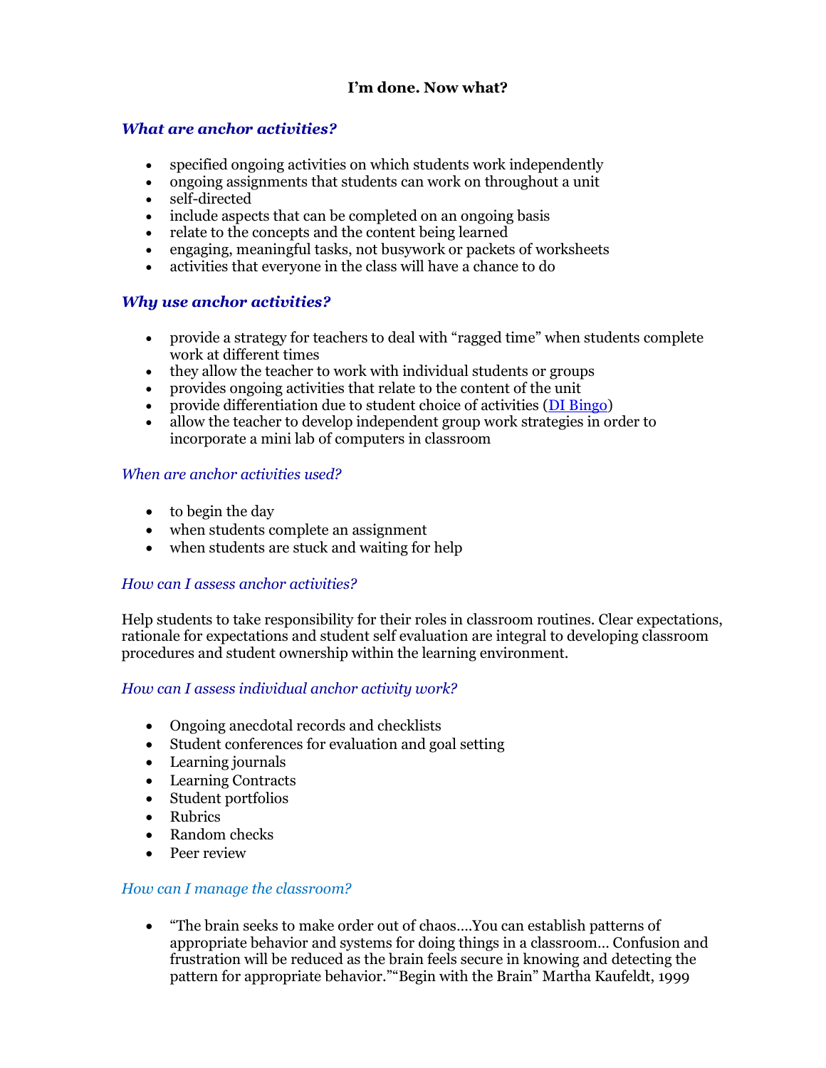# I'm done. Now what?

## *What are anchor activities?*

- specified ongoing activities on which students work independently
- ongoing assignments that students can work on throughout a unit
- self-directed
- include aspects that can be completed on an ongoing basis
- relate to the concepts and the content being learned
- engaging, meaningful tasks, not busywork or packets of worksheets
- activities that everyone in the class will have a chance to do

## *Why use anchor activities?*

- provide a strategy for teachers to deal with "ragged time" when students complete work at different times
- they allow the teacher to work with individual students or groups
- provides ongoing activities that relate to the content of the unit
- provide differentiation due to student choice of activities (DI Bingo)
- allow the teacher to develop independent group work strategies in order to incorporate a mini lab of computers in classroom

### *When are anchor activities used?*

- to begin the day
- when students complete an assignment
- when students are stuck and waiting for help

### *How can I assess anchor activities?*

Help students to take responsibility for their roles in classroom routines. Clear expectations, rationale for expectations and student self evaluation are integral to developing classroom procedures and student ownership within the learning environment.

### *How can I assess individual anchor activity work?*

- Ongoing anecdotal records and checklists
- Student conferences for evaluation and goal setting
- Learning journals
- Learning Contracts
- Student portfolios
- Rubrics
- Random checks
- Peer review

### *How can I manage the classroom?*

- "The brain seeks to make order out of chaos….You can establish patterns of appropriate behavior and systems for doing things in a classroom… Confusion and frustration will be reduced as the brain feels secure in knowing and detecting the pattern for appropriate behavior.""Begin with the Brain" Martha Kaufeldt, 1999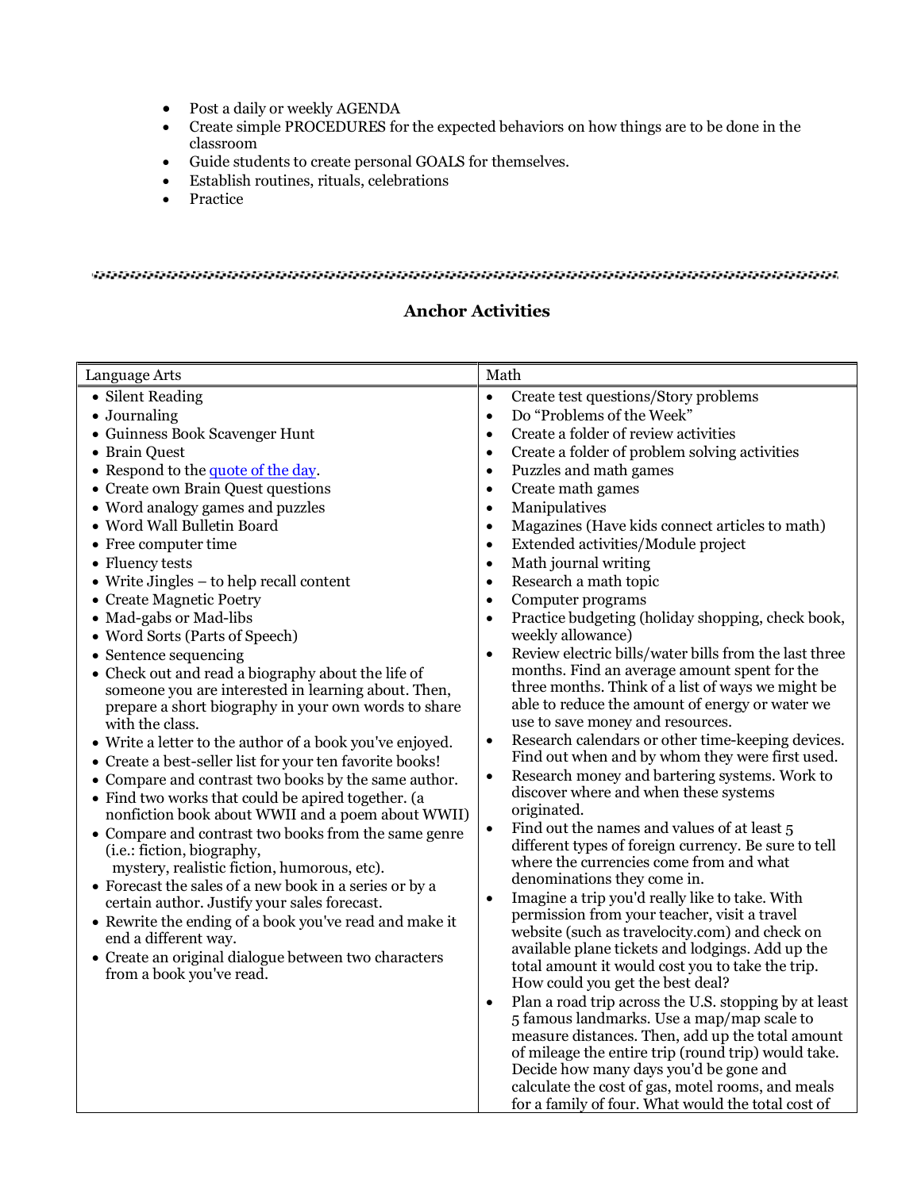- Post a daily or weekly AGENDA
- Create simple PROCEDURES for the expected behaviors on how things are to be done in the classroom
- Guide students to create personal GOALS for themselves.
- Establish routines, rituals, celebrations
- Practice

## Anchor Activities

| Language Arts | Math |
|---|---|
| • Silent Reading<br>• Journaling<br>• Guinness Book Scavenger Hunt<br>• Brain Quest<br>• Respond to the quote of the day.<br>• Create own Brain Quest questions<br>• Word analogy games and puzzles<br>• Word Wall Bulletin Board<br>• Free computer time<br>• Fluency tests<br>• Write Jingles – to help recall content<br>• Create Magnetic Poetry<br>• Mad-gabs or Mad-libs<br>• Word Sorts (Parts of Speech)<br>• Sentence sequencing<br>• Check out and read a biography about the life of someone you are interested in learning about. Then, prepare a short biography in your own words to share with the class.<br>• Write a letter to the author of a book you've enjoyed.<br>• Create a best-seller list for your ten favorite books!<br>• Compare and contrast two books by the same author.<br>• Find two works that could be apired together. (a nonfiction book about WWII and a poem about WWII)<br>• Compare and contrast two books from the same genre (i.e.: fiction, biography, mystery, realistic fiction, humorous, etc).<br>• Forecast the sales of a new book in a series or by a certain author. Justify your sales forecast.<br>• Rewrite the ending of a book you've read and make it end a different way.<br>• Create an original dialogue between two characters from a book you've read. | • Create test questions/Story problems<br>• Do "Problems of the Week"<br>• Create a folder of review activities<br>• Create a folder of problem solving activities<br>• Puzzles and math games<br>• Create math games<br>• Manipulatives<br>• Magazines (Have kids connect articles to math)<br>• Extended activities/Module project<br>• Math journal writing<br>• Research a math topic<br>• Computer programs<br>• Practice budgeting (holiday shopping, check book, weekly allowance)<br>• Review electric bills/water bills from the last three months. Find an average amount spent for the three months. Think of a list of ways we might be able to reduce the amount of energy or water we use to save money and resources.<br>• Research calendars or other time-keeping devices. Find out when and by whom they were first used.<br>• Research money and bartering systems. Work to discover where and when these systems originated.<br>• Find out the names and values of at least 5 different types of foreign currency. Be sure to tell where the currencies come from and what denominations they come in.<br>• Imagine a trip you'd really like to take. With permission from your teacher, visit a travel website (such as travelocity.com) and check on available plane tickets and lodgings. Add up the total amount it would cost you to take the trip. How could you get the best deal?<br>• Plan a road trip across the U.S. stopping by at least 5 famous landmarks. Use a map/map scale to measure distances. Then, add up the total amount of mileage the entire trip (round trip) would take. Decide how many days you'd be gone and calculate the cost of gas, motel rooms, and meals for a family of four. What would the total cost of |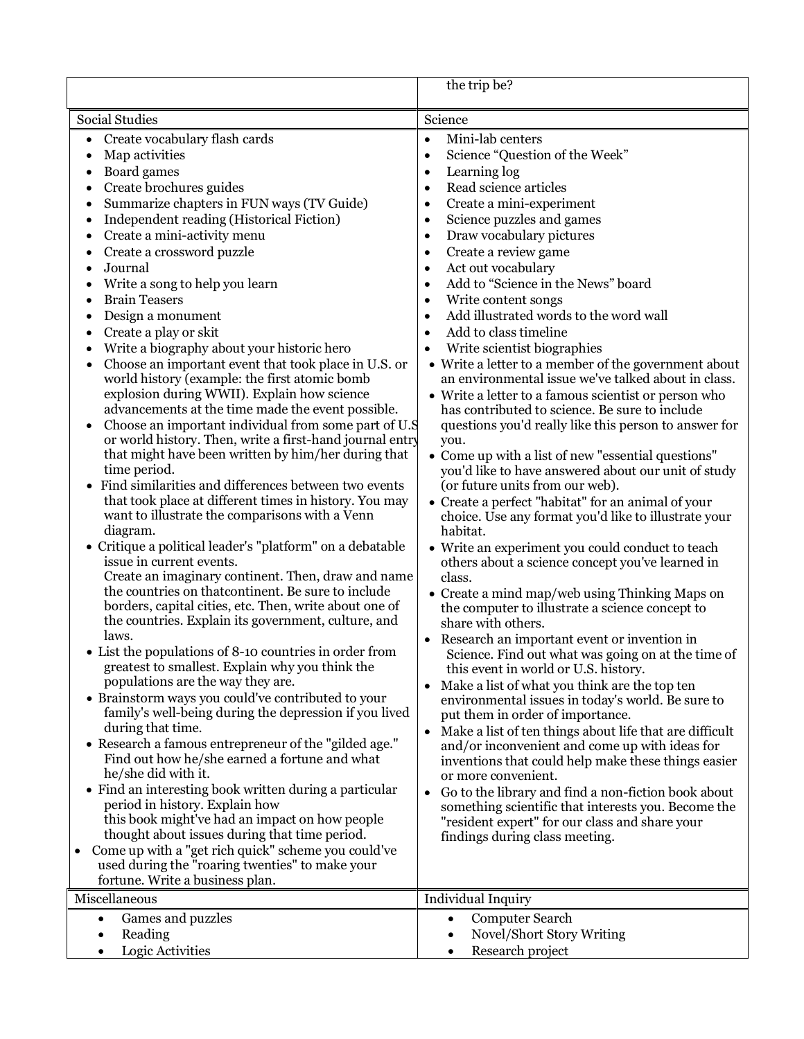| | the trip be? |
|---|---|
| Social Studies | Science |
| • Create vocabulary flash cards<br>• Map activities<br>• Board games<br>• Create brochures guides<br>• Summarize chapters in FUN ways (TV Guide)<br>• Independent reading (Historical Fiction)<br>• Create a mini-activity menu<br>• Create a crossword puzzle<br>• Journal<br>• Write a song to help you learn<br>• Brain Teasers<br>• Design a monument<br>• Create a play or skit<br>• Write a biography about your historic hero<br>• Choose an important event that took place in U.S. or world history (example: the first atomic bomb explosion during WWII). Explain how science advancements at the time made the event possible.<br>• Choose an important individual from some part of U.S or world history. Then, write a first-hand journal entry that might have been written by him/her during that time period.<br>• Find similarities and differences between two events that took place at different times in history. You may want to illustrate the comparisons with a Venn diagram.<br>• Critique a political leader's "platform" on a debatable issue in current events.<br>Create an imaginary continent. Then, draw and name the countries on thatcontinent. Be sure to include borders, capital cities, etc. Then, write about one of the countries. Explain its government, culture, and laws.<br>• List the populations of 8-10 countries in order from greatest to smallest. Explain why you think the populations are the way they are.<br>• Brainstorm ways you could've contributed to your family's well-being during the depression if you lived during that time.<br>• Research a famous entrepreneur of the "gilded age." Find out how he/she earned a fortune and what he/she did with it.<br>• Find an interesting book written during a particular period in history. Explain how this book might've had an impact on how people thought about issues during that time period.<br>• Come up with a "get rich quick" scheme you could've used during the "roaring twenties" to make your fortune. Write a business plan. | • Mini-lab centers<br>• Science "Question of the Week"<br>• Learning log<br>• Read science articles<br>• Create a mini-experiment<br>• Science puzzles and games<br>• Draw vocabulary pictures<br>• Create a review game<br>• Act out vocabulary<br>• Add to "Science in the News" board<br>• Write content songs<br>• Add illustrated words to the word wall<br>• Add to class timeline<br>• Write scientist biographies<br>• Write a letter to a member of the government about an environmental issue we've talked about in class.<br>• Write a letter to a famous scientist or person who has contributed to science. Be sure to include questions you'd really like this person to answer for you.<br>• Come up with a list of new "essential questions" you'd like to have answered about our unit of study (or future units from our web).<br>• Create a perfect "habitat" for an animal of your choice. Use any format you'd like to illustrate your habitat.<br>• Write an experiment you could conduct to teach others about a science concept you've learned in class.<br>• Create a mind map/web using Thinking Maps on the computer to illustrate a science concept to share with others.<br>• Research an important event or invention in Science. Find out what was going on at the time of this event in world or U.S. history.<br>• Make a list of what you think are the top ten environmental issues in today's world. Be sure to put them in order of importance.<br>• Make a list of ten things about life that are difficult and/or inconvenient and come up with ideas for inventions that could help make these things easier or more convenient.<br>• Go to the library and find a non-fiction book about something scientific that interests you. Become the "resident expert" for our class and share your findings during class meeting. |
| Miscellaneous | Individual Inquiry |
| • Games and puzzles<br>• Reading<br>• Logic Activities | • Computer Search<br>• Novel/Short Story Writing<br>• Research project |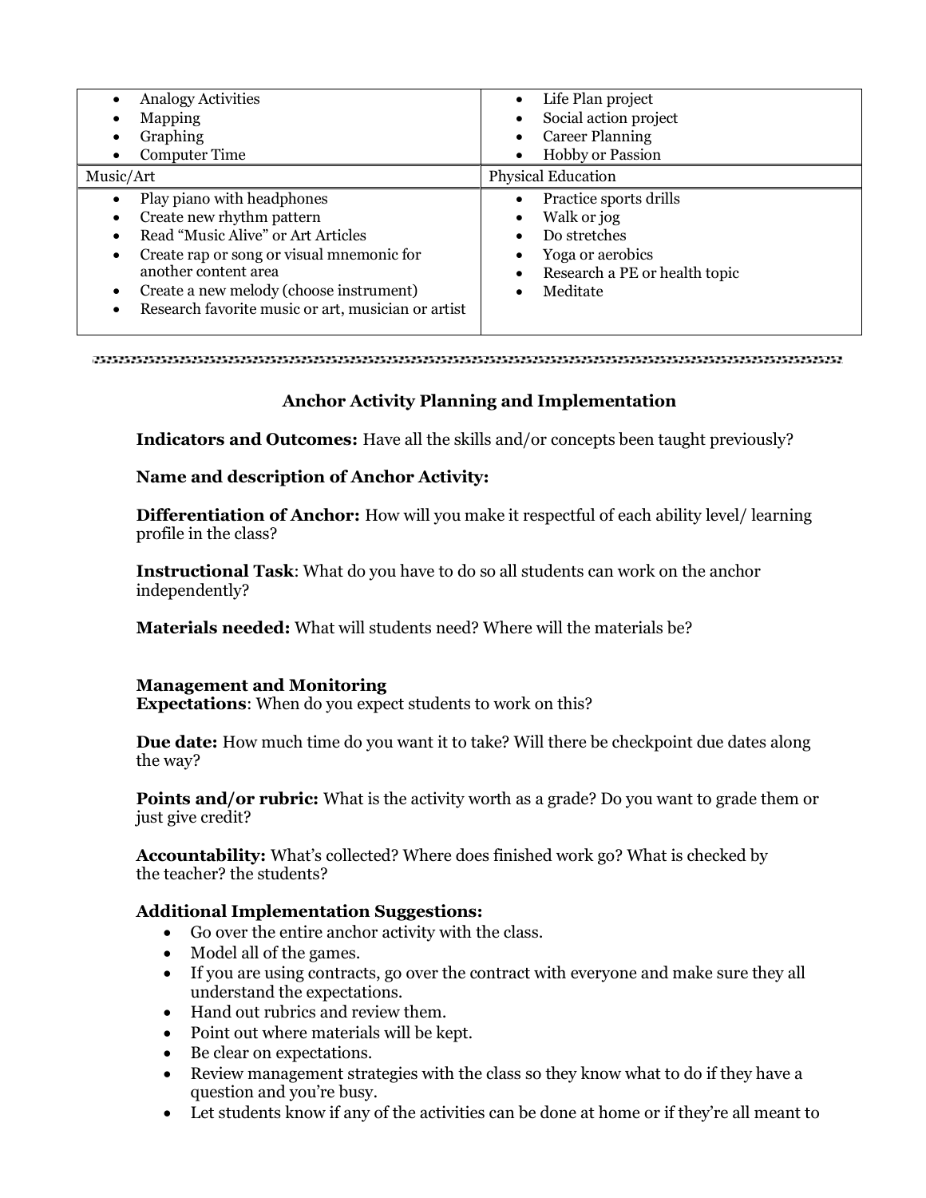| | |
|---|---|
| • Analogy Activities<br>• Mapping<br>• Graphing<br>• Computer Time | • Life Plan project<br>• Social action project<br>• Career Planning<br>• Hobby or Passion |
| Music/Art | Physical Education |
| • Play piano with headphones<br>• Create new rhythm pattern<br>• Read "Music Alive" or Art Articles<br>• Create rap or song or visual mnemonic for another content area<br>• Create a new melody (choose instrument)<br>• Research favorite music or art, musician or artist | • Practice sports drills<br>• Walk or jog<br>• Do stretches<br>• Yoga or aerobics<br>• Research a PE or health topic<br>• Meditate |

---

## Anchor Activity Planning and Implementation

**Indicators and Outcomes:** Have all the skills and/or concepts been taught previously?

**Name and description of Anchor Activity:**

**Differentiation of Anchor:** How will you make it respectful of each ability level/ learning profile in the class?

**Instructional Task**: What do you have to do so all students can work on the anchor independently?

**Materials needed:** What will students need? Where will the materials be?

**Management and Monitoring**
**Expectations**: When do you expect students to work on this?

**Due date:** How much time do you want it to take? Will there be checkpoint due dates along the way?

**Points and/or rubric:** What is the activity worth as a grade? Do you want to grade them or just give credit?

**Accountability:** What's collected? Where does finished work go? What is checked by the teacher? the students?

**Additional Implementation Suggestions:**

- Go over the entire anchor activity with the class.
- Model all of the games.
- If you are using contracts, go over the contract with everyone and make sure they all understand the expectations.
- Hand out rubrics and review them.
- Point out where materials will be kept.
- Be clear on expectations.
- Review management strategies with the class so they know what to do if they have a question and you're busy.
- Let students know if any of the activities can be done at home or if they're all meant to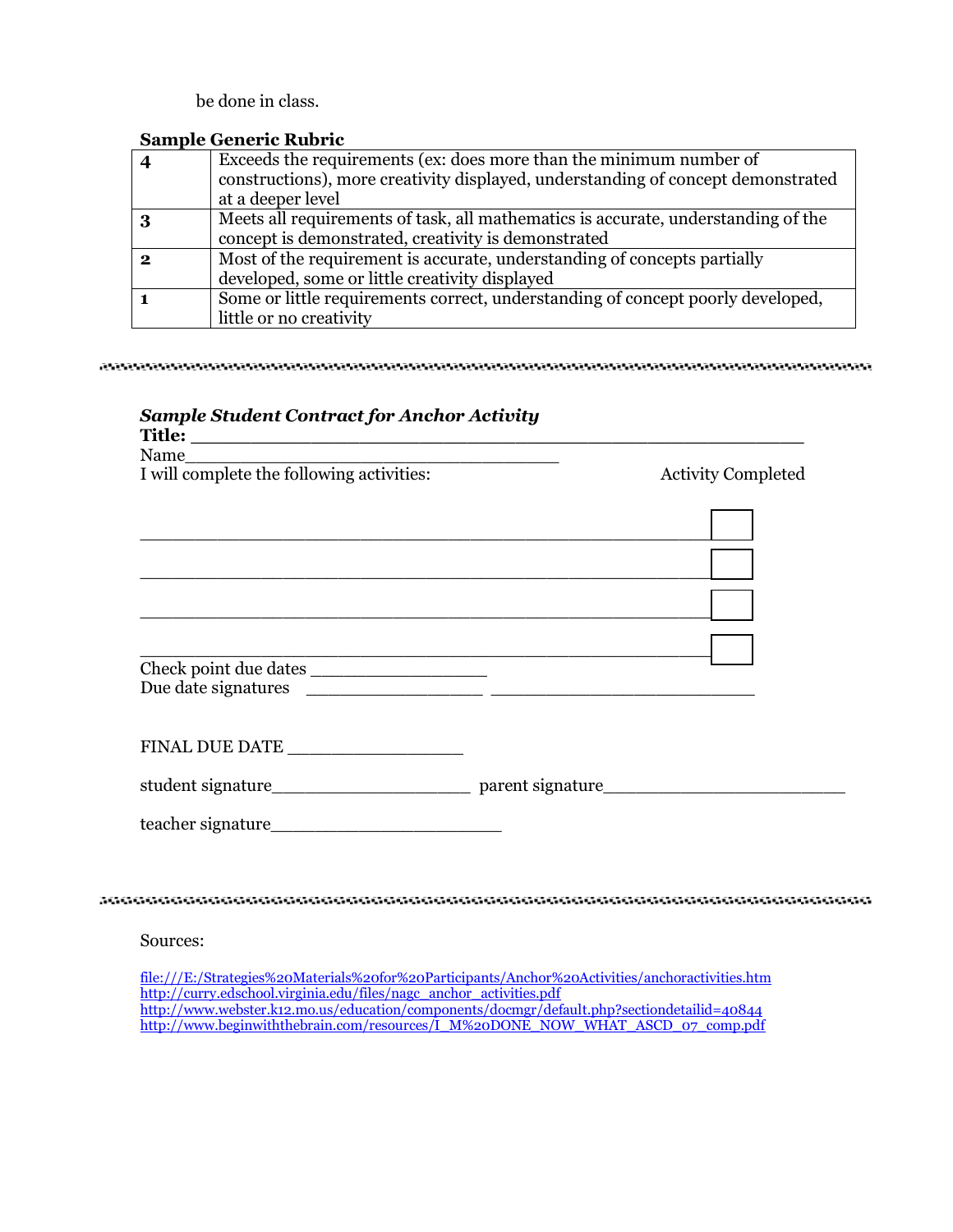be done in class.

**Sample Generic Rubric**

| | |
|---|---|
| **4** | Exceeds the requirements (ex: does more than the minimum number of constructions), more creativity displayed, understanding of concept demonstrated at a deeper level |
| **3** | Meets all requirements of task, all mathematics is accurate, understanding of the concept is demonstrated, creativity is demonstrated |
| **2** | Most of the requirement is accurate, understanding of concepts partially developed, some or little creativity displayed |
| **1** | Some or little requirements correct, understanding of concept poorly developed, little or no creativity |

---

***Sample Student Contract for Anchor Activity***

**Title:** ______________________________________________

Name ___________________________________

I will complete the following activities: Activity Completed

_______________________________________________ ☐

_______________________________________________ ☐

_______________________________________________ ☐

_______________________________________________ ☐

Check point due dates ________________

Due date signatures ________________ ________________________

FINAL DUE DATE ________________

student signature __________________ parent signature ______________________

teacher signature _____________________

---

Sources:

file:///E:/Strategies%20Materials%20for%20Participants/Anchor%20Activities/anchoractivities.htm
http://curry.edschool.virginia.edu/files/nagc_anchor_activities.pdf
http://www.webster.k12.mo.us/education/components/docmgr/default.php?sectiondetailid=40844
http://www.beginwiththebrain.com/resources/I_M%20DONE_NOW_WHAT_ASCD_07_comp.pdf